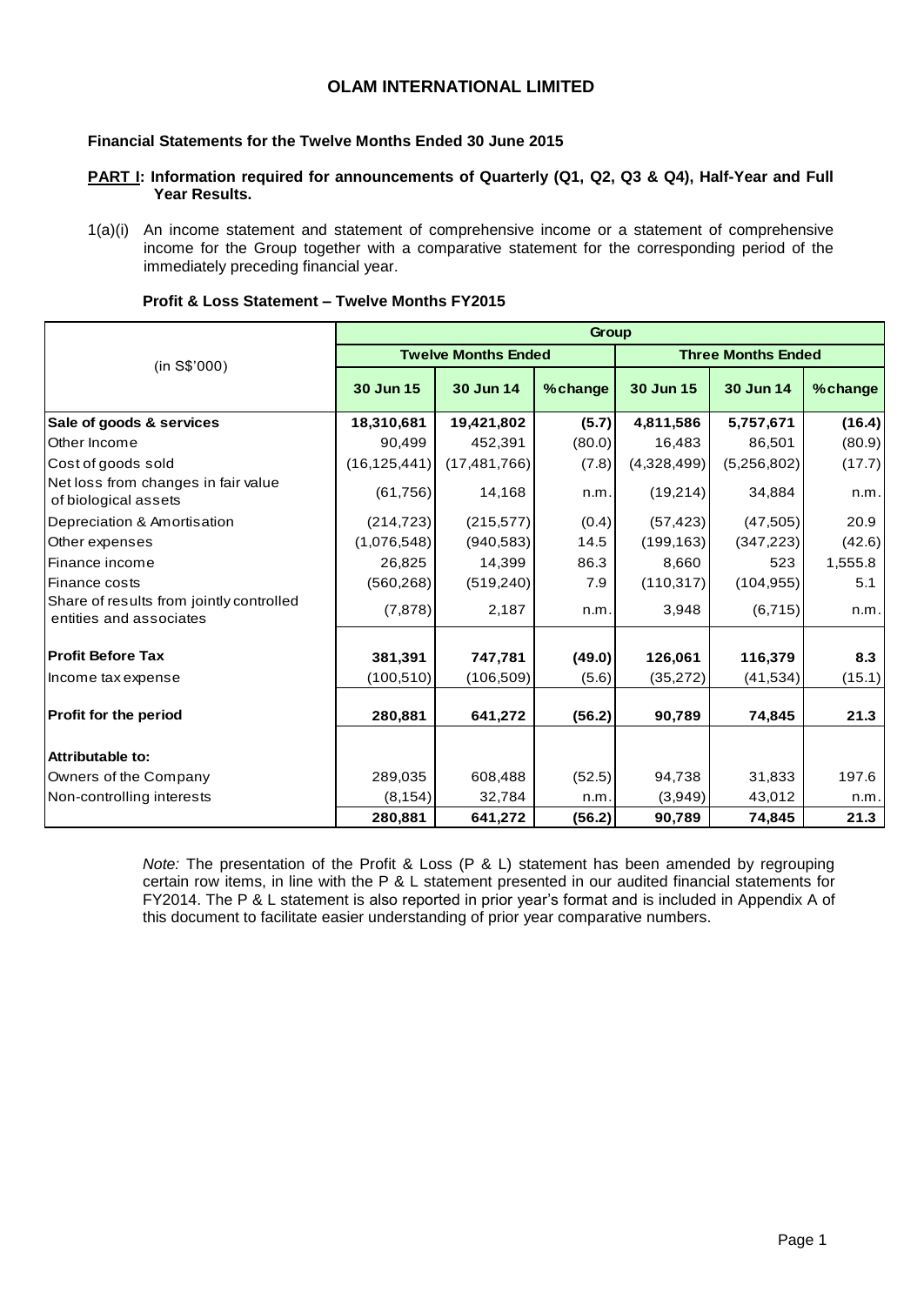# OLAM INTERNATIONAL LIMITED

**Financial Statements for the Twelve Months Ended 30 June 2015**

**PART I: Information required for announcements of Quarterly (Q1, Q2, Q3 & Q4), Half-Year and Full Year Results.**

1(a)(i) An income statement and statement of comprehensive income or a statement of comprehensive income for the Group together with a comparative statement for the corresponding period of the immediately preceding financial year.

**Profit & Loss Statement – Twelve Months FY2015**

| (in S$'000) | Group | | | | | |
|---|---|---|---|---|---|---|
| | Twelve Months Ended | | | Three Months Ended | | |
| | 30 Jun 15 | 30 Jun 14 | % change | 30 Jun 15 | 30 Jun 14 | % change |
| **Sale of goods & services** | **18,310,681** | **19,421,802** | **(5.7)** | **4,811,586** | **5,757,671** | **(16.4)** |
| Other Income | 90,499 | 452,391 | (80.0) | 16,483 | 86,501 | (80.9) |
| Cost of goods sold | (16,125,441) | (17,481,766) | (7.8) | (4,328,499) | (5,256,802) | (17.7) |
| Net loss from changes in fair value of biological assets | (61,756) | 14,168 | n.m. | (19,214) | 34,884 | n.m. |
| Depreciation & Amortisation | (214,723) | (215,577) | (0.4) | (57,423) | (47,505) | 20.9 |
| Other expenses | (1,076,548) | (940,583) | 14.5 | (199,163) | (347,223) | (42.6) |
| Finance income | 26,825 | 14,399 | 86.3 | 8,660 | 523 | 1,555.8 |
| Finance costs | (560,268) | (519,240) | 7.9 | (110,317) | (104,955) | 5.1 |
| Share of results from jointly controlled entities and associates | (7,878) | 2,187 | n.m. | 3,948 | (6,715) | n.m. |
| **Profit Before Tax** | **381,391** | **747,781** | **(49.0)** | **126,061** | **116,379** | **8.3** |
| Income tax expense | (100,510) | (106,509) | (5.6) | (35,272) | (41,534) | (15.1) |
| **Profit for the period** | **280,881** | **641,272** | **(56.2)** | **90,789** | **74,845** | **21.3** |
| **Attributable to:** | | | | | | |
| Owners of the Company | 289,035 | 608,488 | (52.5) | 94,738 | 31,833 | 197.6 |
| Non-controlling interests | (8,154) | 32,784 | n.m. | (3,949) | 43,012 | n.m. |
| | **280,881** | **641,272** | **(56.2)** | **90,789** | **74,845** | **21.3** |

*Note:* The presentation of the Profit & Loss (P & L) statement has been amended by regrouping certain row items, in line with the P & L statement presented in our audited financial statements for FY2014. The P & L statement is also reported in prior year's format and is included in Appendix A of this document to facilitate easier understanding of prior year comparative numbers.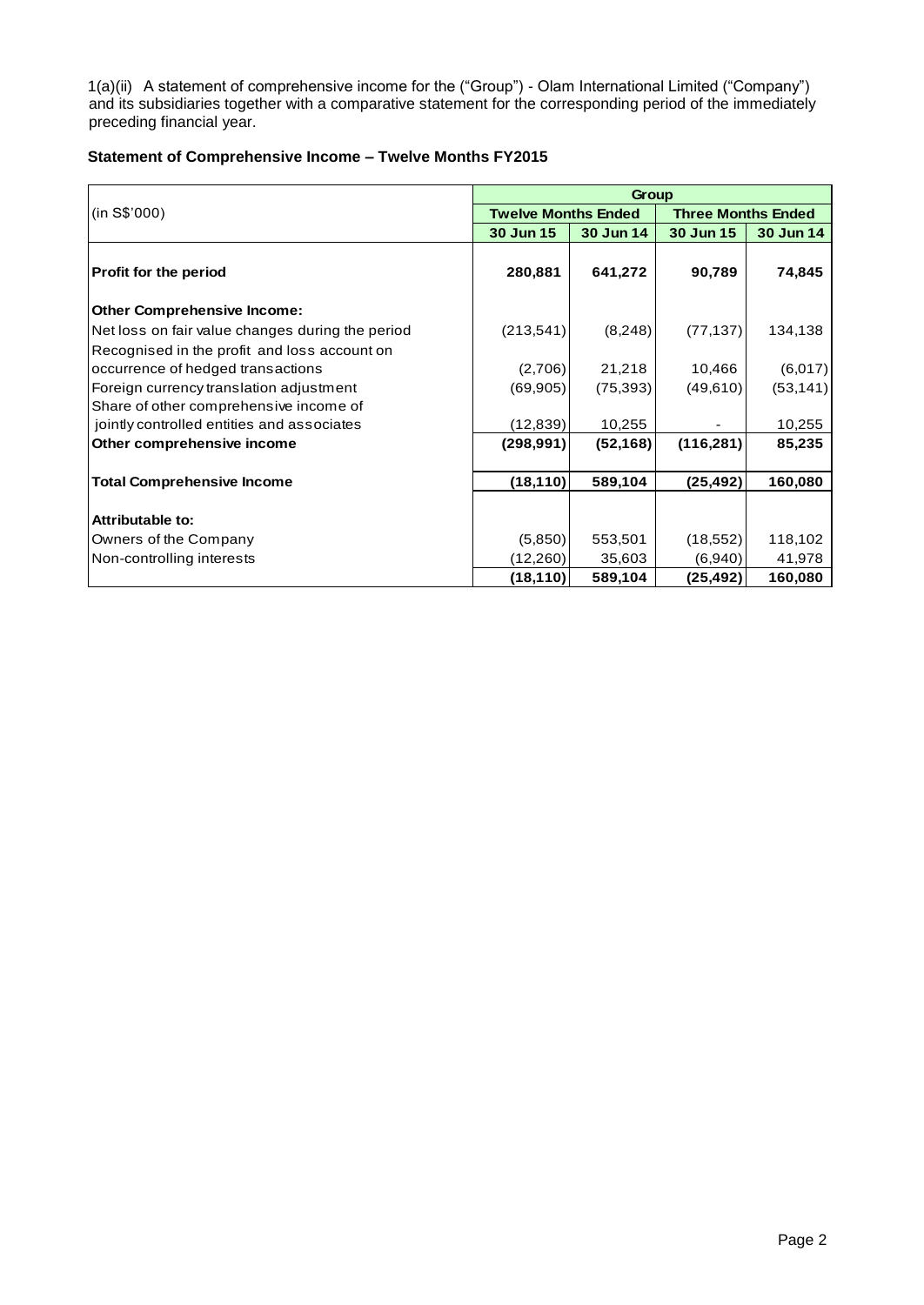1(a)(ii) A statement of comprehensive income for the ("Group") - Olam International Limited ("Company") and its subsidiaries together with a comparative statement for the corresponding period of the immediately preceding financial year.

### Statement of Comprehensive Income – Twelve Months FY2015

| (in S$'000) | Group | | | |
|---|---|---|---|---|
| | Twelve Months Ended | | Three Months Ended | |
| | 30 Jun 15 | 30 Jun 14 | 30 Jun 15 | 30 Jun 14 |
| **Profit for the period** | **280,881** | **641,272** | **90,789** | **74,845** |
| **Other Comprehensive Income:** | | | | |
| Net loss on fair value changes during the period | (213,541) | (8,248) | (77,137) | 134,138 |
| Recognised in the profit and loss account on occurrence of hedged transactions | (2,706) | 21,218 | 10,466 | (6,017) |
| Foreign currency translation adjustment | (69,905) | (75,393) | (49,610) | (53,141) |
| Share of other comprehensive income of jointly controlled entities and associates | (12,839) | 10,255 | - | 10,255 |
| **Other comprehensive income** | **(298,991)** | **(52,168)** | **(116,281)** | **85,235** |
| **Total Comprehensive Income** | **(18,110)** | **589,104** | **(25,492)** | **160,080** |
| **Attributable to:** | | | | |
| Owners of the Company | (5,850) | 553,501 | (18,552) | 118,102 |
| Non-controlling interests | (12,260) | 35,603 | (6,940) | 41,978 |
| | **(18,110)** | **589,104** | **(25,492)** | **160,080** |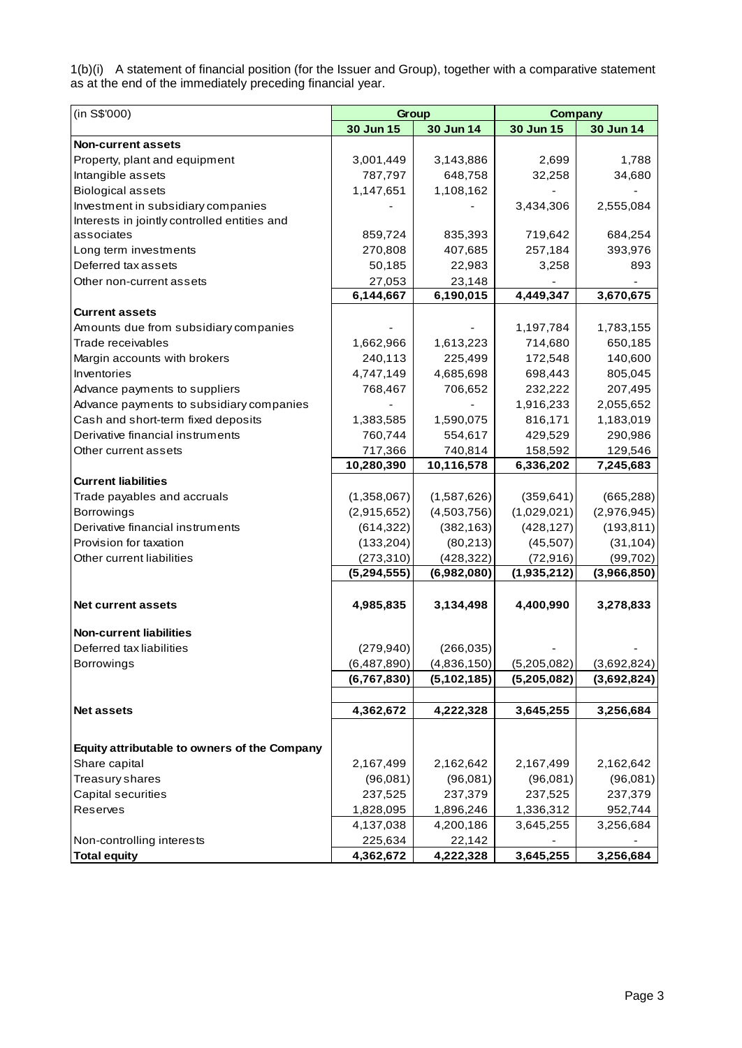1(b)(i) A statement of financial position (for the Issuer and Group), together with a comparative statement as at the end of the immediately preceding financial year.

| (in S$'000) | Group | | Company | |
|---|---|---|---|---|
| | **30 Jun 15** | **30 Jun 14** | **30 Jun 15** | **30 Jun 14** |
| **Non-current assets** | | | | |
| Property, plant and equipment | 3,001,449 | 3,143,886 | 2,699 | 1,788 |
| Intangible assets | 787,797 | 648,758 | 32,258 | 34,680 |
| Biological assets | 1,147,651 | 1,108,162 | - | - |
| Investment in subsidiary companies | - | - | 3,434,306 | 2,555,084 |
| Interests in jointly controlled entities and associates | 859,724 | 835,393 | 719,642 | 684,254 |
| Long term investments | 270,808 | 407,685 | 257,184 | 393,976 |
| Deferred tax assets | 50,185 | 22,983 | 3,258 | 893 |
| Other non-current assets | 27,053 | 23,148 | - | - |
| | **6,144,667** | **6,190,015** | **4,449,347** | **3,670,675** |
| **Current assets** | | | | |
| Amounts due from subsidiary companies | - | - | 1,197,784 | 1,783,155 |
| Trade receivables | 1,662,966 | 1,613,223 | 714,680 | 650,185 |
| Margin accounts with brokers | 240,113 | 225,499 | 172,548 | 140,600 |
| Inventories | 4,747,149 | 4,685,698 | 698,443 | 805,045 |
| Advance payments to suppliers | 768,467 | 706,652 | 232,222 | 207,495 |
| Advance payments to subsidiary companies | - | - | 1,916,233 | 2,055,652 |
| Cash and short-term fixed deposits | 1,383,585 | 1,590,075 | 816,171 | 1,183,019 |
| Derivative financial instruments | 760,744 | 554,617 | 429,529 | 290,986 |
| Other current assets | 717,366 | 740,814 | 158,592 | 129,546 |
| | **10,280,390** | **10,116,578** | **6,336,202** | **7,245,683** |
| **Current liabilities** | | | | |
| Trade payables and accruals | (1,358,067) | (1,587,626) | (359,641) | (665,288) |
| Borrowings | (2,915,652) | (4,503,756) | (1,029,021) | (2,976,945) |
| Derivative financial instruments | (614,322) | (382,163) | (428,127) | (193,811) |
| Provision for taxation | (133,204) | (80,213) | (45,507) | (31,104) |
| Other current liabilities | (273,310) | (428,322) | (72,916) | (99,702) |
| | **(5,294,555)** | **(6,982,080)** | **(1,935,212)** | **(3,966,850)** |
| **Net current assets** | **4,985,835** | **3,134,498** | **4,400,990** | **3,278,833** |
| **Non-current liabilities** | | | | |
| Deferred tax liabilities | (279,940) | (266,035) | - | - |
| Borrowings | (6,487,890) | (4,836,150) | (5,205,082) | (3,692,824) |
| | **(6,767,830)** | **(5,102,185)** | **(5,205,082)** | **(3,692,824)** |
| **Net assets** | **4,362,672** | **4,222,328** | **3,645,255** | **3,256,684** |
| **Equity attributable to owners of the Company** | | | | |
| Share capital | 2,167,499 | 2,162,642 | 2,167,499 | 2,162,642 |
| Treasury shares | (96,081) | (96,081) | (96,081) | (96,081) |
| Capital securities | 237,525 | 237,379 | 237,525 | 237,379 |
| Reserves | 1,828,095 | 1,896,246 | 1,336,312 | 952,744 |
| | 4,137,038 | 4,200,186 | 3,645,255 | 3,256,684 |
| Non-controlling interests | 225,634 | 22,142 | - | - |
| **Total equity** | **4,362,672** | **4,222,328** | **3,645,255** | **3,256,684** |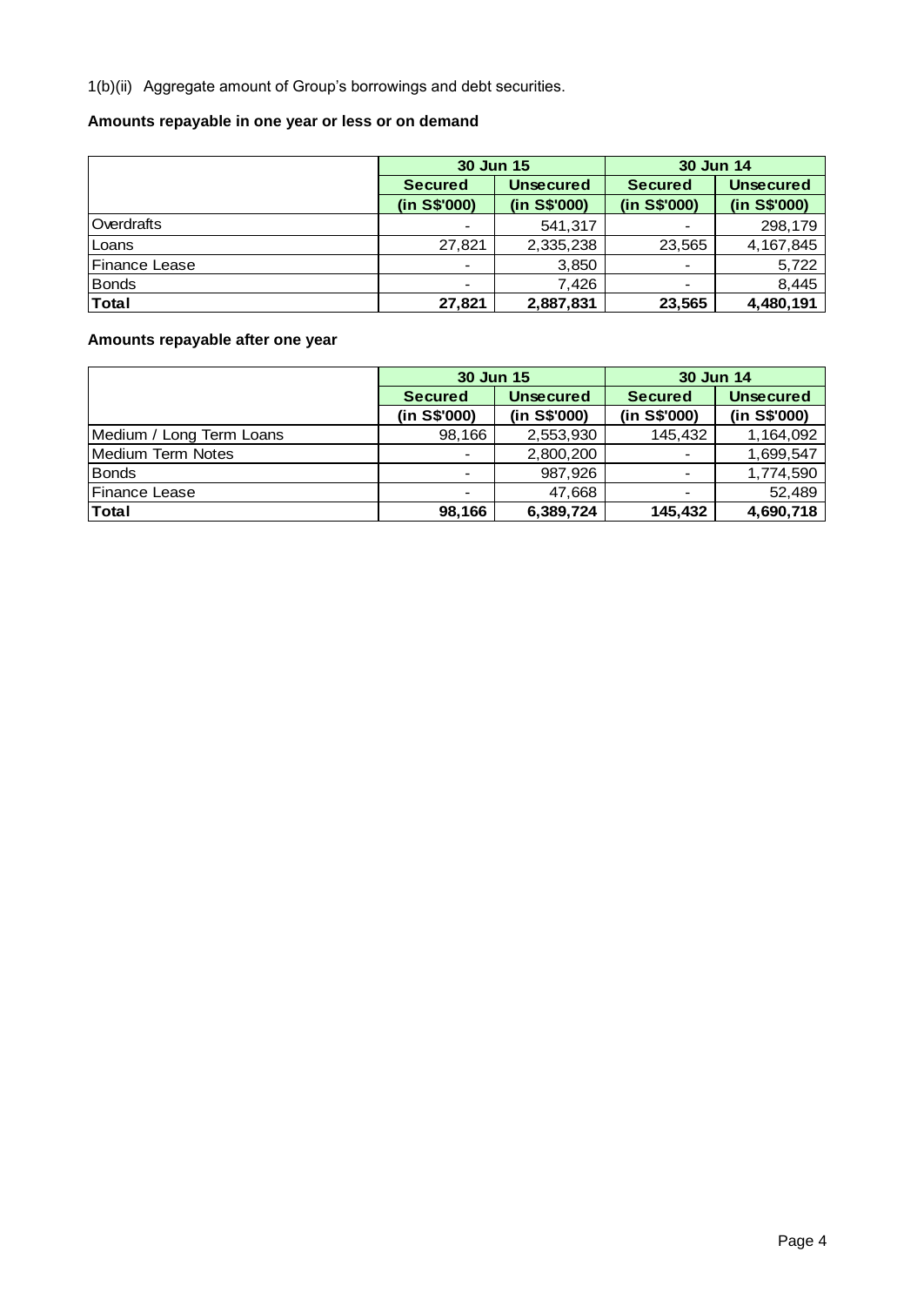1(b)(ii) Aggregate amount of Group's borrowings and debt securities.

**Amounts repayable in one year or less or on demand**

| | 30 Jun 15 | | 30 Jun 14 | |
|---|---|---|---|---|
| | Secured | Unsecured | Secured | Unsecured |
| | (in S$'000) | (in S$'000) | (in S$'000) | (in S$'000) |
| Overdrafts | - | 541,317 | - | 298,179 |
| Loans | 27,821 | 2,335,238 | 23,565 | 4,167,845 |
| Finance Lease | - | 3,850 | - | 5,722 |
| Bonds | - | 7,426 | - | 8,445 |
| **Total** | **27,821** | **2,887,831** | **23,565** | **4,480,191** |

**Amounts repayable after one year**

| | 30 Jun 15 | | 30 Jun 14 | |
|---|---|---|---|---|
| | Secured | Unsecured | Secured | Unsecured |
| | (in S$'000) | (in S$'000) | (in S$'000) | (in S$'000) |
| Medium / Long Term Loans | 98,166 | 2,553,930 | 145,432 | 1,164,092 |
| Medium Term Notes | - | 2,800,200 | - | 1,699,547 |
| Bonds | - | 987,926 | - | 1,774,590 |
| Finance Lease | - | 47,668 | - | 52,489 |
| **Total** | **98,166** | **6,389,724** | **145,432** | **4,690,718** |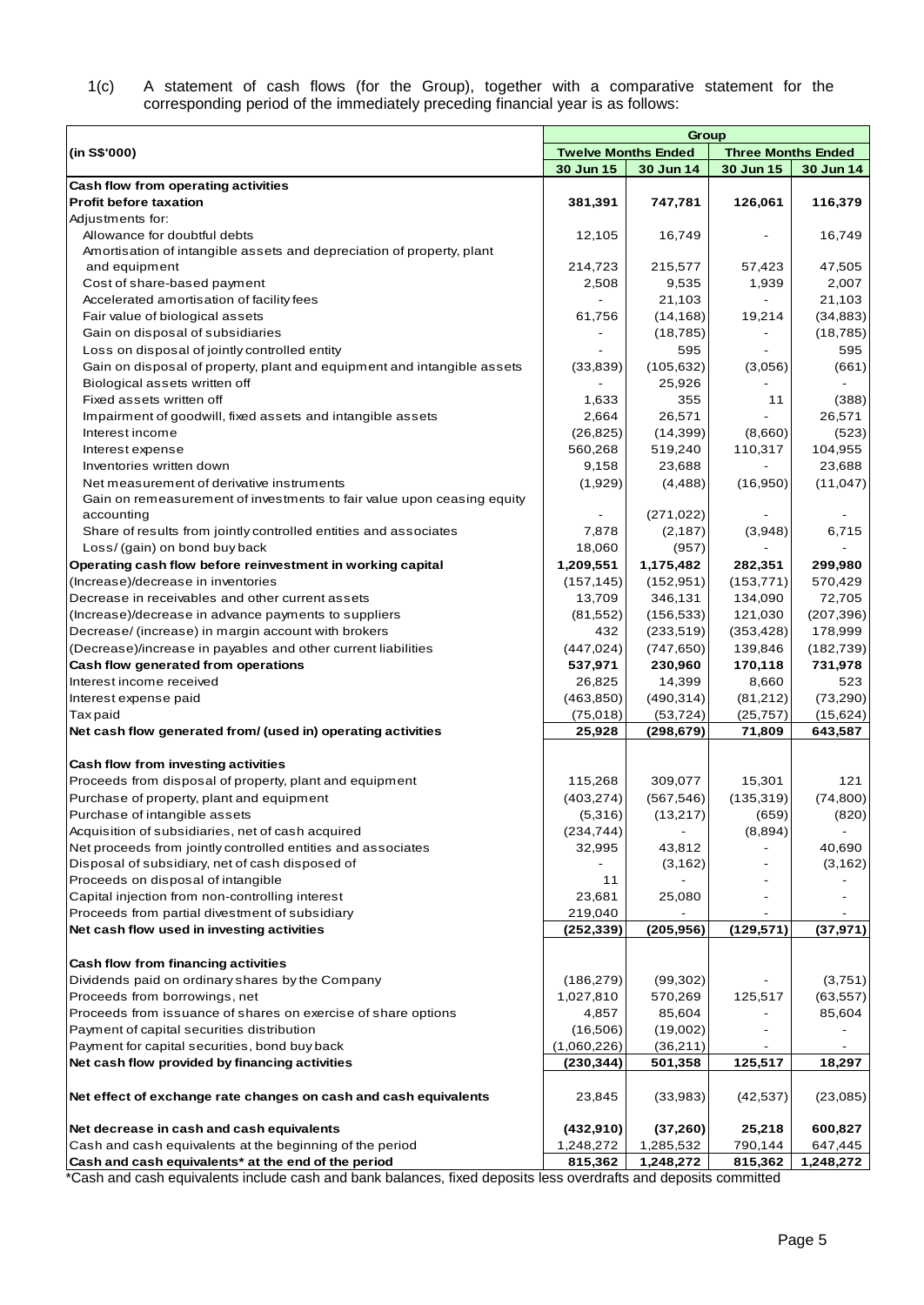1(c) A statement of cash flows (for the Group), together with a comparative statement for the corresponding period of the immediately preceding financial year is as follows:

| (in S$'000) | Group | | | |
|---|---|---|---|---|
| | Twelve Months Ended | | Three Months Ended | |
| | 30 Jun 15 | 30 Jun 14 | 30 Jun 15 | 30 Jun 14 |
| **Cash flow from operating activities** | | | | |
| **Profit before taxation** | **381,391** | **747,781** | **126,061** | **116,379** |
| Adjustments for: | | | | |
| Allowance for doubtful debts | 12,105 | 16,749 | - | 16,749 |
| Amortisation of intangible assets and depreciation of property, plant and equipment | 214,723 | 215,577 | 57,423 | 47,505 |
| Cost of share-based payment | 2,508 | 9,535 | 1,939 | 2,007 |
| Accelerated amortisation of facility fees | - | 21,103 | - | 21,103 |
| Fair value of biological assets | 61,756 | (14,168) | 19,214 | (34,883) |
| Gain on disposal of subsidiaries | - | (18,785) | - | (18,785) |
| Loss on disposal of jointly controlled entity | - | 595 | - | 595 |
| Gain on disposal of property, plant and equipment and intangible assets | (33,839) | (105,632) | (3,056) | (661) |
| Biological assets written off | - | 25,926 | - | - |
| Fixed assets written off | 1,633 | 355 | 11 | (388) |
| Impairment of goodwill, fixed assets and intangible assets | 2,664 | 26,571 | - | 26,571 |
| Interest income | (26,825) | (14,399) | (8,660) | (523) |
| Interest expense | 560,268 | 519,240 | 110,317 | 104,955 |
| Inventories written down | 9,158 | 23,688 | - | 23,688 |
| Net measurement of derivative instruments | (1,929) | (4,488) | (16,950) | (11,047) |
| Gain on remeasurement of investments to fair value upon ceasing equity accounting | - | (271,022) | - | - |
| Share of results from jointly controlled entities and associates | 7,878 | (2,187) | (3,948) | 6,715 |
| Loss/ (gain) on bond buy back | 18,060 | (957) | - | - |
| **Operating cash flow before reinvestment in working capital** | **1,209,551** | **1,175,482** | **282,351** | **299,980** |
| (Increase)/decrease in inventories | (157,145) | (152,951) | (153,771) | 570,429 |
| Decrease in receivables and other current assets | 13,709 | 346,131 | 134,090 | 72,705 |
| (Increase)/decrease in advance payments to suppliers | (81,552) | (156,533) | 121,030 | (207,396) |
| Decrease/ (increase) in margin account with brokers | 432 | (233,519) | (353,428) | 178,999 |
| (Decrease)/increase in payables and other current liabilities | (447,024) | (747,650) | 139,846 | (182,739) |
| **Cash flow generated from operations** | **537,971** | **230,960** | **170,118** | **731,978** |
| Interest income received | 26,825 | 14,399 | 8,660 | 523 |
| Interest expense paid | (463,850) | (490,314) | (81,212) | (73,290) |
| Tax paid | (75,018) | (53,724) | (25,757) | (15,624) |
| **Net cash flow generated from/ (used in) operating activities** | **25,928** | **(298,679)** | **71,809** | **643,587** |
| **Cash flow from investing activities** | | | | |
| Proceeds from disposal of property, plant and equipment | 115,268 | 309,077 | 15,301 | 121 |
| Purchase of property, plant and equipment | (403,274) | (567,546) | (135,319) | (74,800) |
| Purchase of intangible assets | (5,316) | (13,217) | (659) | (820) |
| Acquisition of subsidiaries, net of cash acquired | (234,744) | - | (8,894) | - |
| Net proceeds from jointly controlled entities and associates | 32,995 | 43,812 | - | 40,690 |
| Disposal of subsidiary, net of cash disposed of | - | (3,162) | - | (3,162) |
| Proceeds on disposal of intangible | 11 | - | - | - |
| Capital injection from non-controlling interest | 23,681 | 25,080 | - | - |
| Proceeds from partial divestment of subsidiary | 219,040 | - | - | - |
| **Net cash flow used in investing activities** | **(252,339)** | **(205,956)** | **(129,571)** | **(37,971)** |
| **Cash flow from financing activities** | | | | |
| Dividends paid on ordinary shares by the Company | (186,279) | (99,302) | - | (3,751) |
| Proceeds from borrowings, net | 1,027,810 | 570,269 | 125,517 | (63,557) |
| Proceeds from issuance of shares on exercise of share options | 4,857 | 85,604 | - | 85,604 |
| Payment of capital securities distribution | (16,506) | (19,002) | - | - |
| Payment for capital securities, bond buy back | (1,060,226) | (36,211) | - | - |
| **Net cash flow provided by financing activities** | **(230,344)** | **501,358** | **125,517** | **18,297** |
| **Net effect of exchange rate changes on cash and cash equivalents** | 23,845 | (33,983) | (42,537) | (23,085) |
| **Net decrease in cash and cash equivalents** | **(432,910)** | **(37,260)** | **25,218** | **600,827** |
| Cash and cash equivalents at the beginning of the period | 1,248,272 | 1,285,532 | 790,144 | 647,445 |
| **Cash and cash equivalents* at the end of the period** | **815,362** | **1,248,272** | **815,362** | **1,248,272** |

*Cash and cash equivalents include cash and bank balances, fixed deposits less overdrafts and deposits committed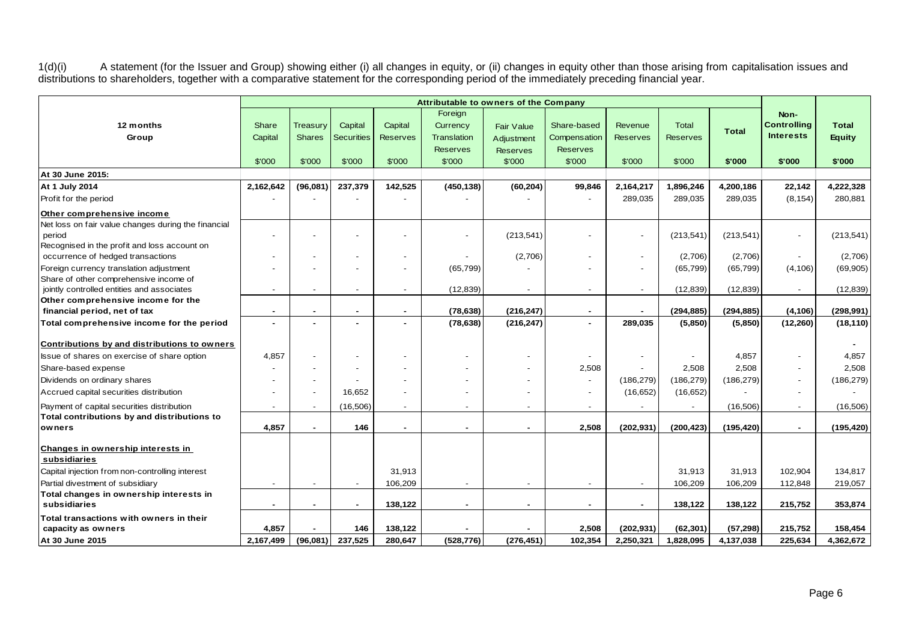1(d)(i) A statement (for the Issuer and Group) showing either (i) all changes in equity, or (ii) changes in equity other than those arising from capitalisation issues and distributions to shareholders, together with a comparative statement for the corresponding period of the immediately preceding financial year.

| 12 months Group | Attributable to owners of the Company | | | | | | | | | | Non-Controlling Interests | Total Equity |
|---|---|---|---|---|---|---|---|---|---|---|---|---|
| | Share Capital | Treasury Shares | Capital Securities | Capital Reserves | Foreign Currency Translation Reserves | Fair Value Adjustment Reserves | Share-based Compensation Reserves | Revenue Reserves | Total Reserves | Total | | |
| | $'000 | $'000 | $'000 | $'000 | $'000 | $'000 | $'000 | $'000 | $'000 | $'000 | $'000 | $'000 |
| **At 30 June 2015:** | | | | | | | | | | | | |
| **At 1 July 2014** | **2,162,642** | **(96,081)** | **237,379** | **142,525** | **(450,138)** | **(60,204)** | **99,846** | **2,164,217** | **1,896,246** | **4,200,186** | **22,142** | **4,222,328** |
| Profit for the period | - | - | - | - | - | - | - | 289,035 | 289,035 | 289,035 | (8,154) | 280,881 |
| **Other comprehensive income** | | | | | | | | | | | | |
| Net loss on fair value changes during the financial period | - | - | - | - | - | (213,541) | - | - | (213,541) | (213,541) | - | (213,541) |
| Recognised in the profit and loss account on occurrence of hedged transactions | - | - | - | - | - | (2,706) | - | - | (2,706) | (2,706) | - | (2,706) |
| Foreign currency translation adjustment | - | - | - | - | (65,799) | - | - | - | (65,799) | (65,799) | (4,106) | (69,905) |
| Share of other comprehensive income of jointly controlled entities and associates | - | - | - | - | (12,839) | - | - | - | (12,839) | (12,839) | - | (12,839) |
| **Other comprehensive income for the financial period, net of tax** | **-** | **-** | **-** | **-** | **(78,638)** | **(216,247)** | **-** | **-** | **(294,885)** | **(294,885)** | **(4,106)** | **(298,991)** |
| **Total comprehensive income for the period** | **-** | **-** | **-** | **-** | **(78,638)** | **(216,247)** | **-** | **289,035** | **(5,850)** | **(5,850)** | **(12,260)** | **(18,110)** |
| **Contributions by and distributions to owners** | | | | | | | | | | | | - |
| Issue of shares on exercise of share option | 4,857 | - | - | - | - | - | - | - | - | 4,857 | - | 4,857 |
| Share-based expense | - | - | - | - | - | - | 2,508 | - | 2,508 | 2,508 | - | 2,508 |
| Dividends on ordinary shares | - | - | - | - | - | - | - | (186,279) | (186,279) | (186,279) | - | (186,279) |
| Accrued capital securities distribution | - | - | 16,652 | - | - | - | - | (16,652) | (16,652) | - | - | - |
| Payment of capital securities distribution | - | - | (16,506) | - | - | - | - | - | - | (16,506) | - | (16,506) |
| **Total contributions by and distributions to owners** | **4,857** | **-** | **146** | **-** | **-** | **-** | **2,508** | **(202,931)** | **(200,423)** | **(195,420)** | **-** | **(195,420)** |
| **Changes in ownership interests in subsidiaries** | | | | | | | | | | | | |
| Capital injection from non-controlling interest | | | | 31,913 | | | | | 31,913 | 31,913 | 102,904 | 134,817 |
| Partial divestment of subsidiary | - | - | - | 106,209 | - | - | - | - | 106,209 | 106,209 | 112,848 | 219,057 |
| **Total changes in ownership interests in subsidiaries** | **-** | **-** | **-** | **138,122** | **-** | **-** | **-** | **-** | **138,122** | **138,122** | **215,752** | **353,874** |
| **Total transactions with owners in their capacity as owners** | **4,857** | **-** | **146** | **138,122** | **-** | **-** | **2,508** | **(202,931)** | **(62,301)** | **(57,298)** | **215,752** | **158,454** |
| **At 30 June 2015** | **2,167,499** | **(96,081)** | **237,525** | **280,647** | **(528,776)** | **(276,451)** | **102,354** | **2,250,321** | **1,828,095** | **4,137,038** | **225,634** | **4,362,672** |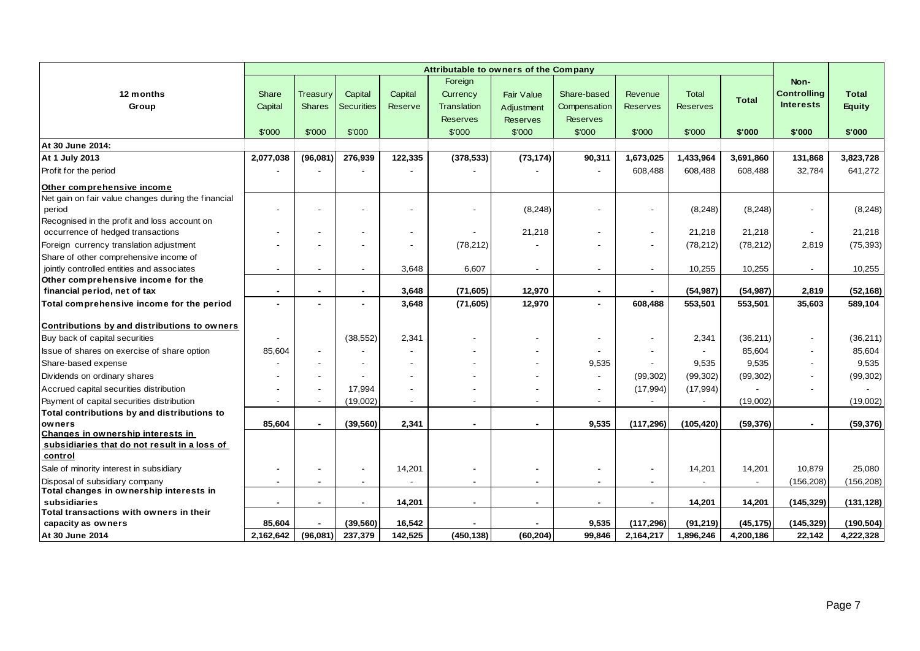| 12 months Group | Attributable to owners of the Company | | | | | | | | | | Non-Controlling Interests | Total Equity |
|---|---|---|---|---|---|---|---|---|---|---|---|---|
| | Share Capital | Treasury Shares | Capital Securities | Capital Reserve | Foreign Currency Translation Reserves | Fair Value Adjustment Reserves | Share-based Compensation Reserves | Revenue Reserves | Total Reserves | Total | | |
| | $'000 | $'000 | $'000 | | $'000 | $'000 | $'000 | $'000 | $'000 | $'000 | $'000 | $'000 |
| **At 30 June 2014:** | | | | | | | | | | | | |
| **At 1 July 2013** | **2,077,038** | **(96,081)** | **276,939** | **122,335** | **(378,533)** | **(73,174)** | **90,311** | **1,673,025** | **1,433,964** | **3,691,860** | **131,868** | **3,823,728** |
| Profit for the period | - | - | - | - | - | - | - | 608,488 | 608,488 | 608,488 | 32,784 | 641,272 |
| **Other comprehensive income** | | | | | | | | | | | | |
| Net gain on fair value changes during the financial period | - | - | - | - | - | (8,248) | - | - | (8,248) | (8,248) | - | (8,248) |
| Recognised in the profit and loss account on occurrence of hedged transactions | - | - | - | - | - | 21,218 | - | - | 21,218 | 21,218 | - | 21,218 |
| Foreign currency translation adjustment | - | - | - | - | (78,212) | - | - | - | (78,212) | (78,212) | 2,819 | (75,393) |
| Share of other comprehensive income of jointly controlled entities and associates | - | - | - | 3,648 | 6,607 | - | - | - | 10,255 | 10,255 | - | 10,255 |
| **Other comprehensive income for the financial period, net of tax** | **-** | **-** | **-** | **3,648** | **(71,605)** | **12,970** | **-** | **-** | **(54,987)** | **(54,987)** | **2,819** | **(52,168)** |
| **Total comprehensive income for the period** | **-** | **-** | **-** | **3,648** | **(71,605)** | **12,970** | **-** | **608,488** | **553,501** | **553,501** | **35,603** | **589,104** |
| **Contributions by and distributions to owners** | | | | | | | | | | | | |
| Buy back of capital securities | - | | (38,552) | 2,341 | - | - | - | - | 2,341 | (36,211) | - | (36,211) |
| Issue of shares on exercise of share option | 85,604 | - | - | - | - | - | - | - | - | 85,604 | - | 85,604 |
| Share-based expense | - | - | - | - | - | - | 9,535 | - | 9,535 | 9,535 | - | 9,535 |
| Dividends on ordinary shares | - | - | - | - | - | - | - | (99,302) | (99,302) | (99,302) | - | (99,302) |
| Accrued capital securities distribution | - | - | 17,994 | - | - | - | - | (17,994) | (17,994) | - | - | - |
| Payment of capital securities distribution | - | - | (19,002) | - | - | - | - | - | - | (19,002) | | (19,002) |
| **Total contributions by and distributions to owners** | **85,604** | **-** | **(39,560)** | **2,341** | **-** | **-** | **9,535** | **(117,296)** | **(105,420)** | **(59,376)** | **-** | **(59,376)** |
| **Changes in ownership interests in subsidiaries that do not result in a loss of control** | | | | | | | | | | | | |
| Sale of minority interest in subsidiary | - | - | - | 14,201 | - | - | - | - | 14,201 | 14,201 | 10,879 | 25,080 |
| Disposal of subsidiary company | - | - | - | - | - | - | - | - | - | - | (156,208) | (156,208) |
| **Total changes in ownership interests in subsidiaries** | **-** | **-** | **-** | **14,201** | **-** | **-** | **-** | **-** | **14,201** | **14,201** | **(145,329)** | **(131,128)** |
| **Total transactions with owners in their capacity as owners** | **85,604** | **-** | **(39,560)** | **16,542** | **-** | **-** | **9,535** | **(117,296)** | **(91,219)** | **(45,175)** | **(145,329)** | **(190,504)** |
| **At 30 June 2014** | **2,162,642** | **(96,081)** | **237,379** | **142,525** | **(450,138)** | **(60,204)** | **99,846** | **2,164,217** | **1,896,246** | **4,200,186** | **22,142** | **4,222,328** |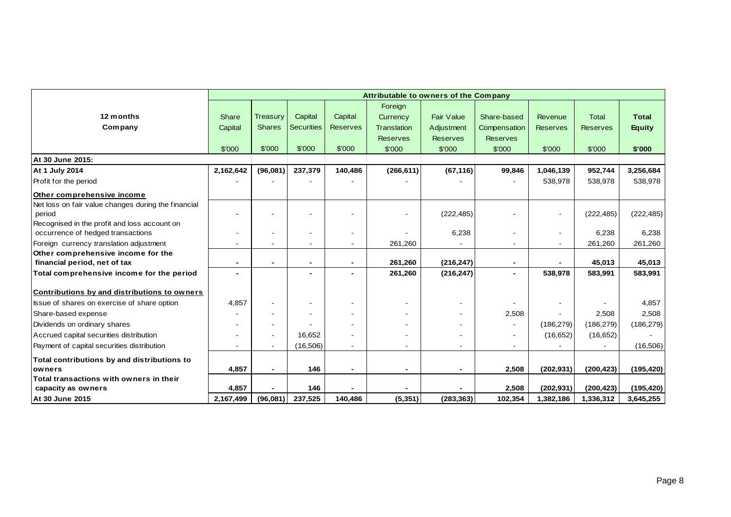| 12 months<br>Company | Attributable to owners of the Company | | | | | | | | | |
|---|---|---|---|---|---|---|---|---|---|---|
| | Share Capital | Treasury Shares | Capital Securities | Capital Reserves | Foreign Currency Translation Reserves | Fair Value Adjustment Reserves | Share-based Compensation Reserves | Revenue Reserves | Total Reserves | **Total Equity** |
| | $'000 | $'000 | $'000 | $'000 | $'000 | $'000 | $'000 | $'000 | $'000 | **$'000** |
| **At 30 June 2015:** | | | | | | | | | | |
| **At 1 July 2014** | **2,162,642** | **(96,081)** | **237,379** | **140,486** | **(266,611)** | **(67,116)** | **99,846** | **1,046,139** | **952,744** | **3,256,684** |
| Profit for the period | - | - | - | - | - | - | - | 538,978 | 538,978 | 538,978 |
| **Other comprehensive income** | | | | | | | | | | |
| Net loss on fair value changes during the financial period | - | - | - | - | - | (222,485) | - | - | (222,485) | (222,485) |
| Recognised in the profit and loss account on occurrence of hedged transactions | - | - | - | - | - | 6,238 | - | - | 6,238 | 6,238 |
| Foreign currency translation adjustment | - | - | - | - | 261,260 | - | - | - | 261,260 | 261,260 |
| **Other comprehensive income for the financial period, net of tax** | **-** | **-** | **-** | **-** | **261,260** | **(216,247)** | **-** | **-** | **45,013** | **45,013** |
| **Total comprehensive income for the period** | **-** | | **-** | **-** | **261,260** | **(216,247)** | **-** | **538,978** | **583,991** | **583,991** |
| **Contributions by and distributions to owners** | | | | | | | | | | |
| Issue of shares on exercise of share option | 4,857 | - | - | - | - | - | - | - | - | 4,857 |
| Share-based expense | - | - | - | - | - | - | 2,508 | - | 2,508 | 2,508 |
| Dividends on ordinary shares | - | - | - | - | - | - | - | (186,279) | (186,279) | (186,279) |
| Accrued capital securities distribution | - | - | 16,652 | - | - | - | - | (16,652) | (16,652) | - |
| Payment of capital securities distribution | - | - | (16,506) | - | - | - | - | - | - | (16,506) |
| **Total contributions by and distributions to owners** | **4,857** | **-** | **146** | **-** | **-** | **-** | **2,508** | **(202,931)** | **(200,423)** | **(195,420)** |
| **Total transactions with owners in their capacity as owners** | **4,857** | **-** | **146** | **-** | **-** | **-** | **2,508** | **(202,931)** | **(200,423)** | **(195,420)** |
| **At 30 June 2015** | **2,167,499** | **(96,081)** | **237,525** | **140,486** | **(5,351)** | **(283,363)** | **102,354** | **1,382,186** | **1,336,312** | **3,645,255** |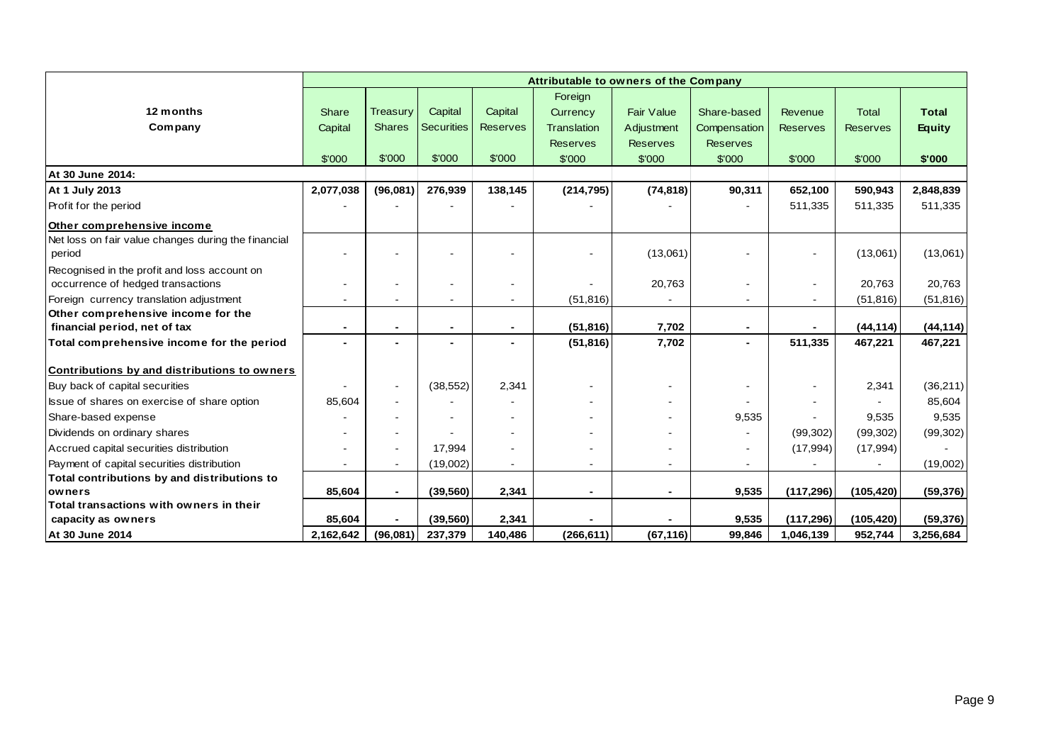| 12 months Company | Attributable to owners of the Company | | | | | | | | | |
|---|---|---|---|---|---|---|---|---|---|---|
| | Share Capital | Treasury Shares | Capital Securities | Capital Reserves | Foreign Currency Translation Reserves | Fair Value Adjustment Reserves | Share-based Compensation Reserves | Revenue Reserves | Total Reserves | **Total Equity** |
| | $'000 | $'000 | $'000 | $'000 | $'000 | $'000 | $'000 | $'000 | $'000 | **$'000** |
| **At 30 June 2014:** | | | | | | | | | | |
| **At 1 July 2013** | **2,077,038** | **(96,081)** | **276,939** | **138,145** | **(214,795)** | **(74,818)** | **90,311** | **652,100** | **590,943** | **2,848,839** |
| Profit for the period | - | - | - | - | - | - | - | 511,335 | 511,335 | 511,335 |
| **Other comprehensive income** | | | | | | | | | | |
| Net loss on fair value changes during the financial period | - | - | - | - | - | (13,061) | - | - | (13,061) | (13,061) |
| Recognised in the profit and loss account on occurrence of hedged transactions | - | - | - | - | - | 20,763 | - | - | 20,763 | 20,763 |
| Foreign currency translation adjustment | - | - | - | - | (51,816) | - | - | - | (51,816) | (51,816) |
| **Other comprehensive income for the financial period, net of tax** | **-** | **-** | **-** | **-** | **(51,816)** | **7,702** | **-** | **-** | **(44,114)** | **(44,114)** |
| **Total comprehensive income for the period** | **-** | **-** | **-** | **-** | **(51,816)** | **7,702** | **-** | **511,335** | **467,221** | **467,221** |
| **Contributions by and distributions to owners** | | | | | | | | | | |
| Buy back of capital securities | - | - | (38,552) | 2,341 | - | - | - | - | 2,341 | (36,211) |
| Issue of shares on exercise of share option | 85,604 | - | - | - | - | - | - | - | - | 85,604 |
| Share-based expense | - | - | - | - | - | - | 9,535 | - | 9,535 | 9,535 |
| Dividends on ordinary shares | - | - | - | - | - | - | - | (99,302) | (99,302) | (99,302) |
| Accrued capital securities distribution | - | - | 17,994 | - | - | - | - | (17,994) | (17,994) | - |
| Payment of capital securities distribution | - | - | (19,002) | - | - | - | - | - | - | (19,002) |
| **Total contributions by and distributions to owners** | **85,604** | **-** | **(39,560)** | **2,341** | **-** | **-** | **9,535** | **(117,296)** | **(105,420)** | **(59,376)** |
| **Total transactions with owners in their capacity as owners** | **85,604** | **-** | **(39,560)** | **2,341** | **-** | **-** | **9,535** | **(117,296)** | **(105,420)** | **(59,376)** |
| **At 30 June 2014** | **2,162,642** | **(96,081)** | **237,379** | **140,486** | **(266,611)** | **(67,116)** | **99,846** | **1,046,139** | **952,744** | **3,256,684** |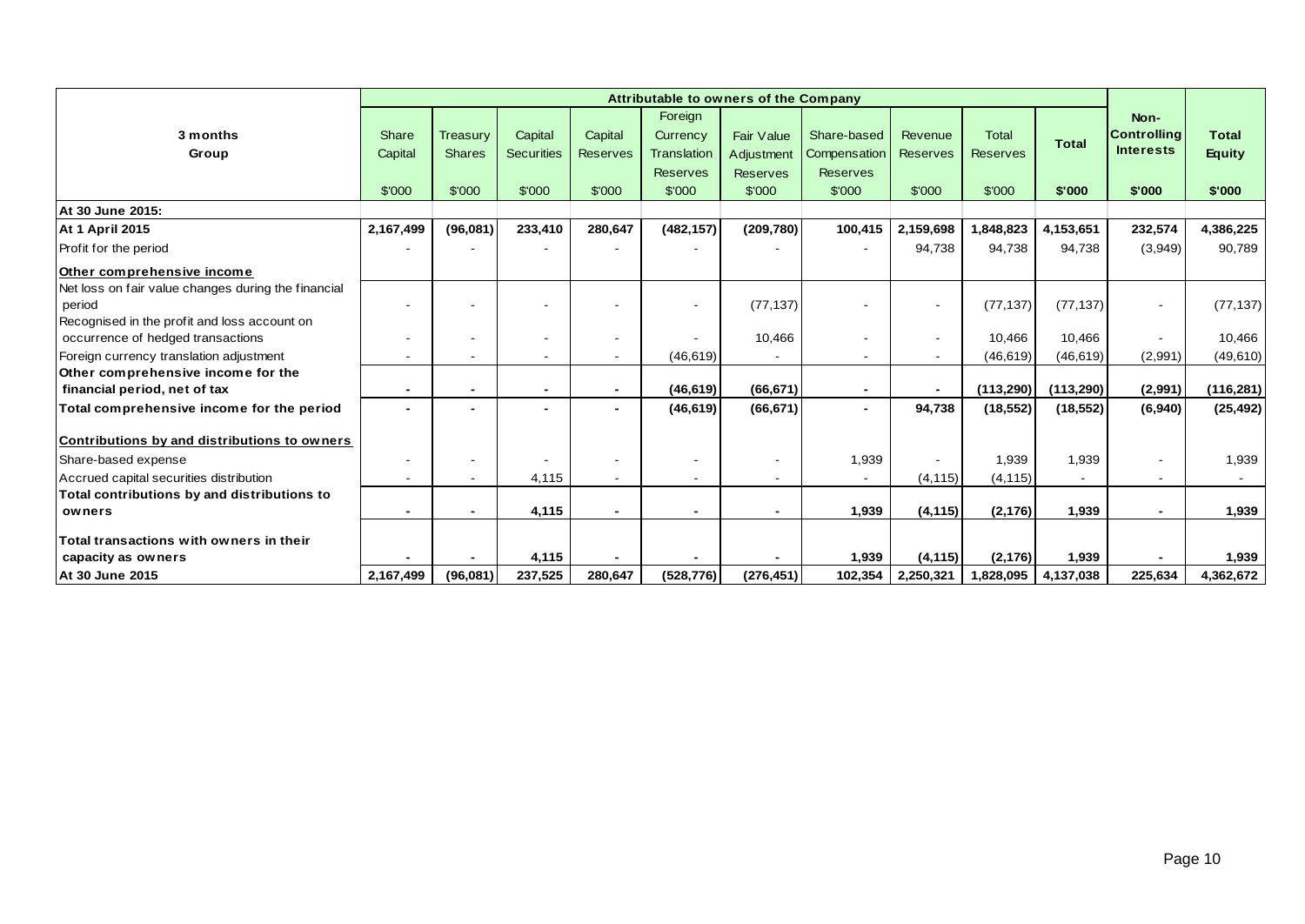| 3 months Group | Attributable to owners of the Company | | | | | | | | | | Non-Controlling Interests | Total Equity |
|---|---|---|---|---|---|---|---|---|---|---|---|---|
| | Share Capital | Treasury Shares | Capital Securities | Capital Reserves | Foreign Currency Translation Reserves | Fair Value Adjustment Reserves | Share-based Compensation Reserves | Revenue Reserves | Total Reserves | **Total** | | |
| | $'000 | $'000 | $'000 | $'000 | $'000 | $'000 | $'000 | $'000 | $'000 | **$'000** | **$'000** | **$'000** |
| **At 30 June 2015:** | | | | | | | | | | | | |
| **At 1 April 2015** | **2,167,499** | **(96,081)** | **233,410** | **280,647** | **(482,157)** | **(209,780)** | **100,415** | **2,159,698** | **1,848,823** | **4,153,651** | **232,574** | **4,386,225** |
| Profit for the period | - | - | - | - | - | - | - | 94,738 | 94,738 | 94,738 | (3,949) | 90,789 |
| **Other comprehensive income** | | | | | | | | | | | | |
| Net loss on fair value changes during the financial period | - | - | - | - | - | (77,137) | - | - | (77,137) | (77,137) | - | (77,137) |
| Recognised in the profit and loss account on occurrence of hedged transactions | - | - | - | - | - | 10,466 | - | - | 10,466 | 10,466 | - | 10,466 |
| Foreign currency translation adjustment | - | - | - | - | (46,619) | - | - | - | (46,619) | (46,619) | (2,991) | (49,610) |
| **Other comprehensive income for the financial period, net of tax** | **-** | **-** | **-** | **-** | **(46,619)** | **(66,671)** | **-** | **-** | **(113,290)** | **(113,290)** | **(2,991)** | **(116,281)** |
| **Total comprehensive income for the period** | **-** | **-** | **-** | **-** | **(46,619)** | **(66,671)** | **-** | **94,738** | **(18,552)** | **(18,552)** | **(6,940)** | **(25,492)** |
| **Contributions by and distributions to owners** | | | | | | | | | | | | |
| Share-based expense | - | - | - | - | - | - | 1,939 | - | 1,939 | 1,939 | - | 1,939 |
| Accrued capital securities distribution | - | - | 4,115 | - | - | - | - | (4,115) | (4,115) | - | - | - |
| **Total contributions by and distributions to owners** | **-** | **-** | **4,115** | **-** | **-** | **-** | **1,939** | **(4,115)** | **(2,176)** | **1,939** | **-** | **1,939** |
| **Total transactions with owners in their capacity as owners** | **-** | **-** | **4,115** | **-** | **-** | **-** | **1,939** | **(4,115)** | **(2,176)** | **1,939** | **-** | **1,939** |
| **At 30 June 2015** | **2,167,499** | **(96,081)** | **237,525** | **280,647** | **(528,776)** | **(276,451)** | **102,354** | **2,250,321** | **1,828,095** | **4,137,038** | **225,634** | **4,362,672** |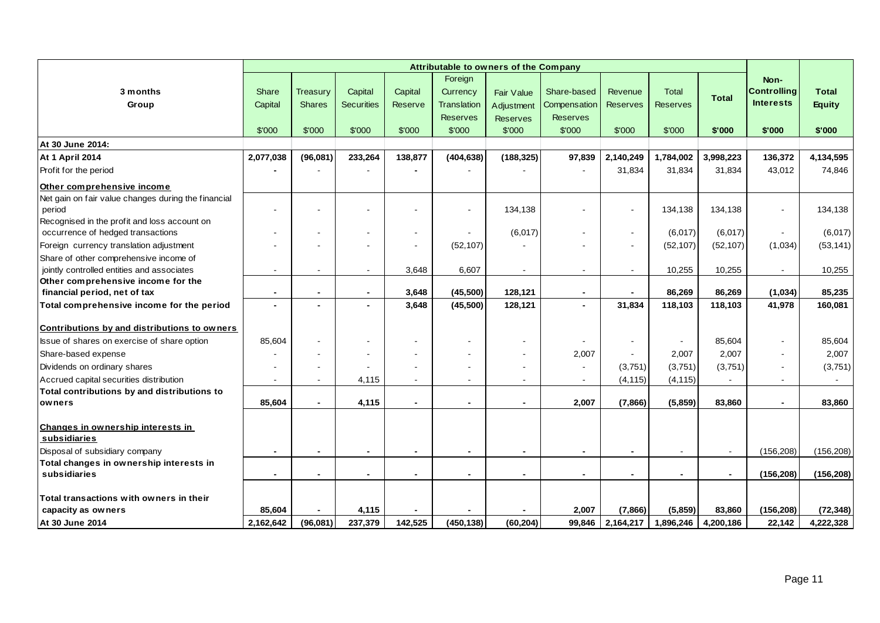| 3 months Group | Attributable to owners of the Company | | | | | | | | | | Non-Controlling Interests | Total Equity |
|---|---|---|---|---|---|---|---|---|---|---|---|---|
| | Share Capital | Treasury Shares | Capital Securities | Capital Reserve | Foreign Currency Translation Reserves | Fair Value Adjustment Reserves | Share-based Compensation Reserves | Revenue Reserves | Total Reserves | **Total** | | |
| | $'000 | $'000 | $'000 | $'000 | $'000 | $'000 | $'000 | $'000 | $'000 | **$'000** | **$'000** | **$'000** |
| **At 30 June 2014:** | | | | | | | | | | | | |
| **At 1 April 2014** | **2,077,038** | **(96,081)** | **233,264** | **138,877** | **(404,638)** | **(188,325)** | **97,839** | **2,140,249** | **1,784,002** | **3,998,223** | **136,372** | **4,134,595** |
| Profit for the period | - | - | - | - | - | - | - | 31,834 | 31,834 | 31,834 | 43,012 | 74,846 |
| **Other comprehensive income** | | | | | | | | | | | | |
| Net gain on fair value changes during the financial period | - | - | - | - | - | 134,138 | - | - | 134,138 | 134,138 | - | 134,138 |
| Recognised in the profit and loss account on occurrence of hedged transactions | - | - | - | - | - | (6,017) | - | - | (6,017) | (6,017) | - | (6,017) |
| Foreign currency translation adjustment | - | - | - | - | (52,107) | - | - | - | (52,107) | (52,107) | (1,034) | (53,141) |
| Share of other comprehensive income of jointly controlled entities and associates | - | - | - | 3,648 | 6,607 | - | - | - | 10,255 | 10,255 | - | 10,255 |
| **Other comprehensive income for the financial period, net of tax** | **-** | **-** | **-** | **3,648** | **(45,500)** | **128,121** | **-** | **-** | **86,269** | **86,269** | **(1,034)** | **85,235** |
| **Total comprehensive income for the period** | **-** | **-** | **-** | **3,648** | **(45,500)** | **128,121** | **-** | **31,834** | **118,103** | **118,103** | **41,978** | **160,081** |
| **Contributions by and distributions to owners** | | | | | | | | | | | | |
| Issue of shares on exercise of share option | 85,604 | - | - | - | - | - | - | - | - | 85,604 | - | 85,604 |
| Share-based expense | - | - | - | - | - | - | 2,007 | - | 2,007 | 2,007 | - | 2,007 |
| Dividends on ordinary shares | - | - | - | - | - | - | - | (3,751) | (3,751) | (3,751) | - | (3,751) |
| Accrued capital securities distribution | - | - | 4,115 | - | - | - | - | (4,115) | (4,115) | - | - | - |
| **Total contributions by and distributions to owners** | **85,604** | **-** | **4,115** | **-** | **-** | **-** | **2,007** | **(7,866)** | **(5,859)** | **83,860** | **-** | **83,860** |
| **Changes in ownership interests in subsidiaries** | | | | | | | | | | | | |
| Disposal of subsidiary company | **-** | **-** | **-** | **-** | **-** | **-** | **-** | **-** | - | - | (156,208) | (156,208) |
| **Total changes in ownership interests in subsidiaries** | **-** | **-** | **-** | **-** | **-** | **-** | **-** | **-** | **-** | **-** | **(156,208)** | **(156,208)** |
| **Total transactions with owners in their capacity as owners** | **85,604** | **-** | **4,115** | **-** | **-** | **-** | **2,007** | **(7,866)** | **(5,859)** | **83,860** | **(156,208)** | **(72,348)** |
| **At 30 June 2014** | **2,162,642** | **(96,081)** | **237,379** | **142,525** | **(450,138)** | **(60,204)** | **99,846** | **2,164,217** | **1,896,246** | **4,200,186** | **22,142** | **4,222,328** |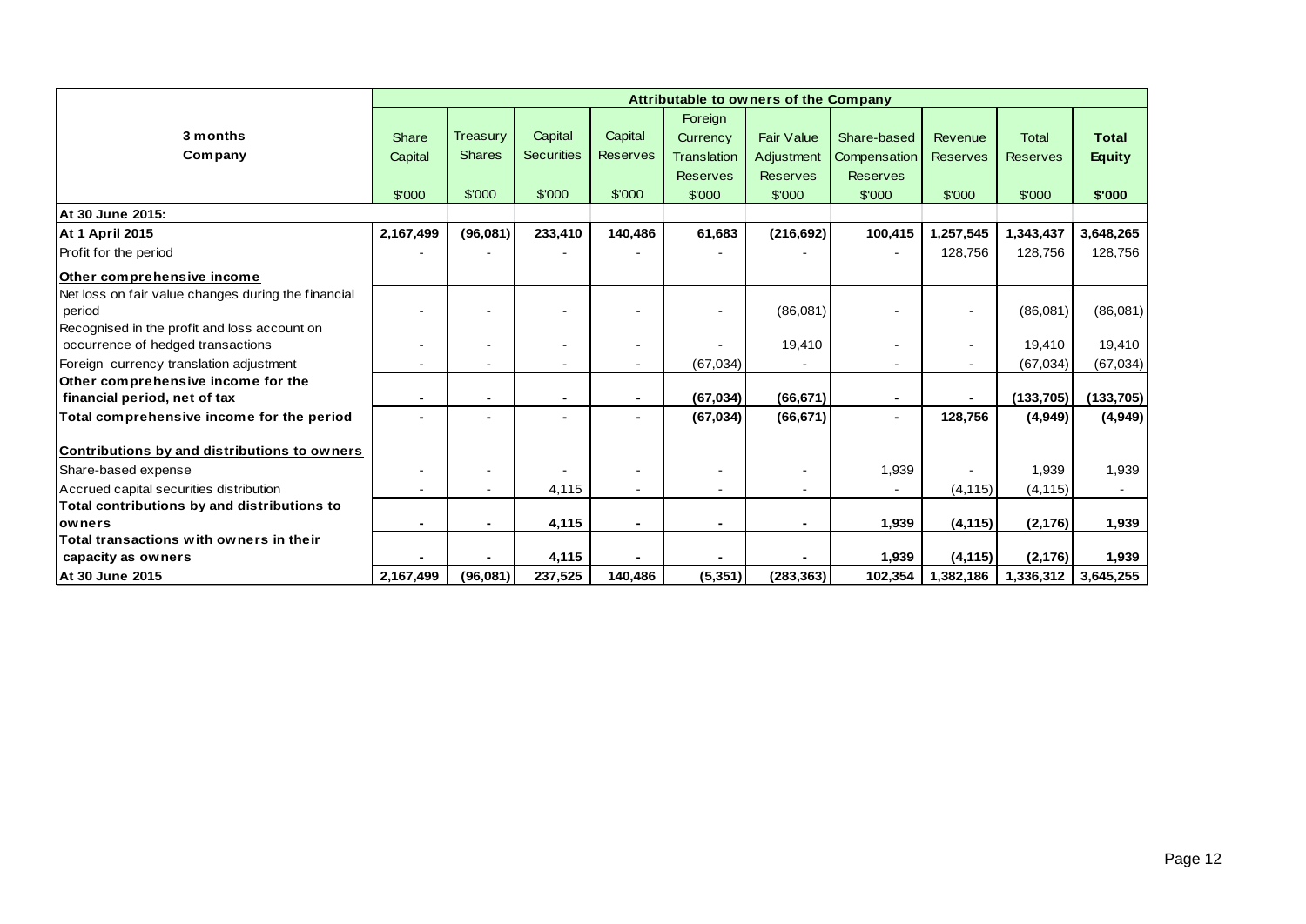| 3 months Company | Attributable to owners of the Company | | | | | | | | | |
|---|---|---|---|---|---|---|---|---|---|---|
| | Share Capital | Treasury Shares | Capital Securities | Capital Reserves | Foreign Currency Translation Reserves | Fair Value Adjustment Reserves | Share-based Compensation Reserves | Revenue Reserves | Total Reserves | **Total Equity** |
| | $'000 | $'000 | $'000 | $'000 | $'000 | $'000 | $'000 | $'000 | $'000 | **$'000** |
| **At 30 June 2015:** | | | | | | | | | | |
| **At 1 April 2015** | **2,167,499** | **(96,081)** | **233,410** | **140,486** | **61,683** | **(216,692)** | **100,415** | **1,257,545** | **1,343,437** | **3,648,265** |
| Profit for the period | - | - | - | - | - | - | - | 128,756 | 128,756 | 128,756 |
| **Other comprehensive income** | | | | | | | | | | |
| Net loss on fair value changes during the financial period | - | - | - | - | - | (86,081) | - | - | (86,081) | (86,081) |
| Recognised in the profit and loss account on occurrence of hedged transactions | - | - | - | - | - | 19,410 | - | - | 19,410 | 19,410 |
| Foreign currency translation adjustment | - | - | - | - | (67,034) | - | - | - | (67,034) | (67,034) |
| **Other comprehensive income for the financial period, net of tax** | **-** | **-** | **-** | **-** | **(67,034)** | **(66,671)** | **-** | **-** | **(133,705)** | **(133,705)** |
| **Total comprehensive income for the period** | **-** | **-** | **-** | **-** | **(67,034)** | **(66,671)** | **-** | **128,756** | **(4,949)** | **(4,949)** |
| **Contributions by and distributions to owners** | | | | | | | | | | |
| Share-based expense | - | - | - | - | - | - | 1,939 | - | 1,939 | 1,939 |
| Accrued capital securities distribution | - | - | 4,115 | - | - | - | - | (4,115) | (4,115) | - |
| **Total contributions by and distributions to owners** | **-** | **-** | **4,115** | **-** | **-** | **-** | **1,939** | **(4,115)** | **(2,176)** | **1,939** |
| **Total transactions with owners in their capacity as owners** | **-** | **-** | **4,115** | **-** | **-** | **-** | **1,939** | **(4,115)** | **(2,176)** | **1,939** |
| **At 30 June 2015** | **2,167,499** | **(96,081)** | **237,525** | **140,486** | **(5,351)** | **(283,363)** | **102,354** | **1,382,186** | **1,336,312** | **3,645,255** |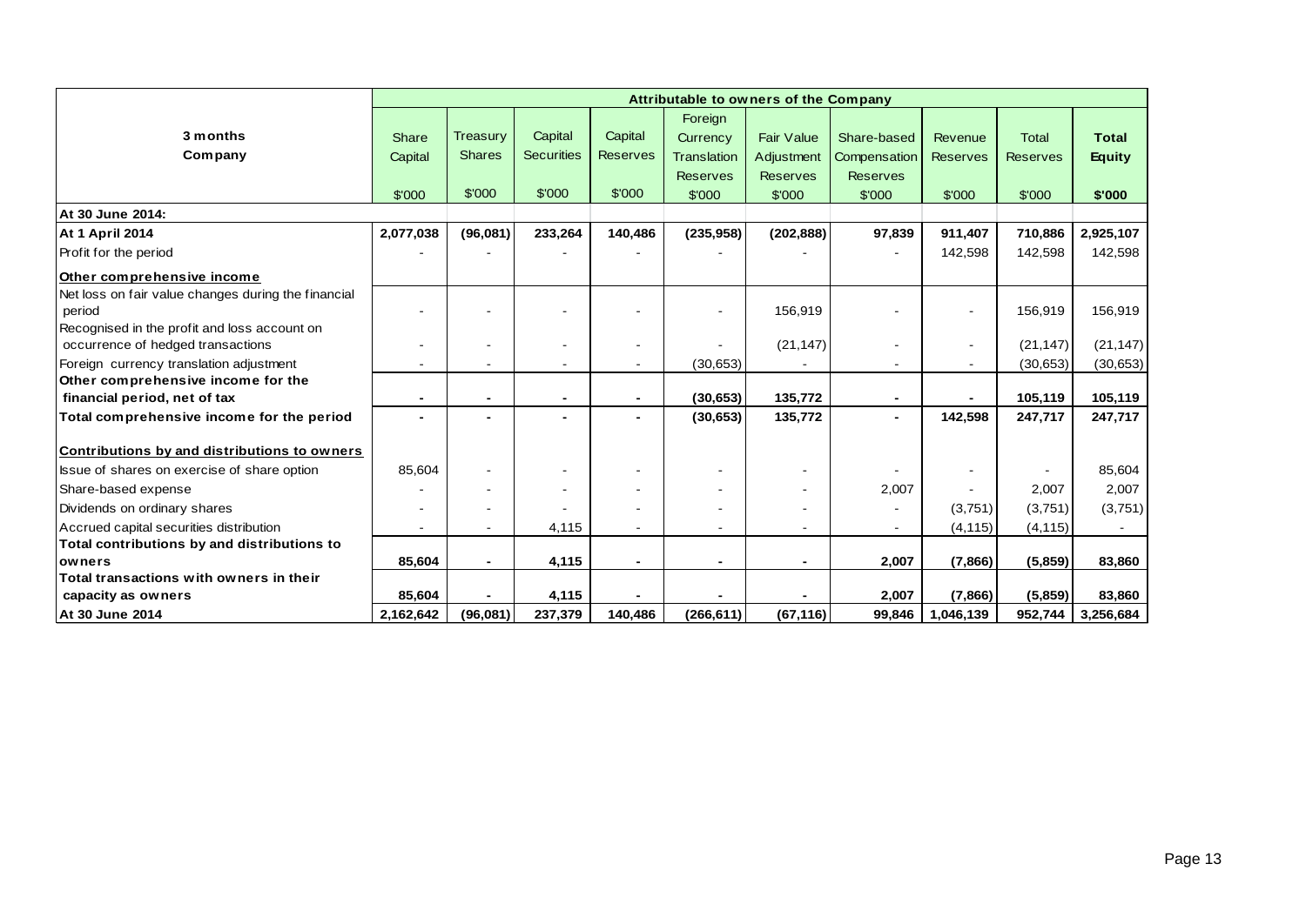| 3 months Company | Attributable to owners of the Company | | | | | | | | | |
|---|---|---|---|---|---|---|---|---|---|---|
| | Share Capital | Treasury Shares | Capital Securities | Capital Reserves | Foreign Currency Translation Reserves | Fair Value Adjustment Reserves | Share-based Compensation Reserves | Revenue Reserves | Total Reserves | **Total Equity** |
| | $'000 | $'000 | $'000 | $'000 | $'000 | $'000 | $'000 | $'000 | $'000 | **$'000** |
| **At 30 June 2014:** | | | | | | | | | | |
| **At 1 April 2014** | **2,077,038** | **(96,081)** | **233,264** | **140,486** | **(235,958)** | **(202,888)** | **97,839** | **911,407** | **710,886** | **2,925,107** |
| Profit for the period | - | - | - | - | - | - | - | 142,598 | 142,598 | 142,598 |
| **Other comprehensive income** | | | | | | | | | | |
| Net loss on fair value changes during the financial period | - | - | - | - | - | 156,919 | - | - | 156,919 | 156,919 |
| Recognised in the profit and loss account on occurrence of hedged transactions | - | - | - | - | - | (21,147) | - | - | (21,147) | (21,147) |
| Foreign currency translation adjustment | - | - | - | - | (30,653) | - | - | - | (30,653) | (30,653) |
| **Other comprehensive income for the financial period, net of tax** | **-** | **-** | **-** | **-** | **(30,653)** | **135,772** | **-** | **-** | **105,119** | **105,119** |
| **Total comprehensive income for the period** | **-** | **-** | **-** | **-** | **(30,653)** | **135,772** | **-** | **142,598** | **247,717** | **247,717** |
| **Contributions by and distributions to owners** | | | | | | | | | | |
| Issue of shares on exercise of share option | 85,604 | - | - | - | - | - | - | - | - | 85,604 |
| Share-based expense | - | - | - | - | - | - | 2,007 | - | 2,007 | 2,007 |
| Dividends on ordinary shares | - | - | - | - | - | - | - | (3,751) | (3,751) | (3,751) |
| Accrued capital securities distribution | - | - | 4,115 | - | - | - | - | (4,115) | (4,115) | - |
| **Total contributions by and distributions to owners** | **85,604** | **-** | **4,115** | **-** | **-** | **-** | **2,007** | **(7,866)** | **(5,859)** | **83,860** |
| **Total transactions with owners in their capacity as owners** | **85,604** | **-** | **4,115** | **-** | **-** | **-** | **2,007** | **(7,866)** | **(5,859)** | **83,860** |
| **At 30 June 2014** | **2,162,642** | **(96,081)** | **237,379** | **140,486** | **(266,611)** | **(67,116)** | **99,846** | **1,046,139** | **952,744** | **3,256,684** |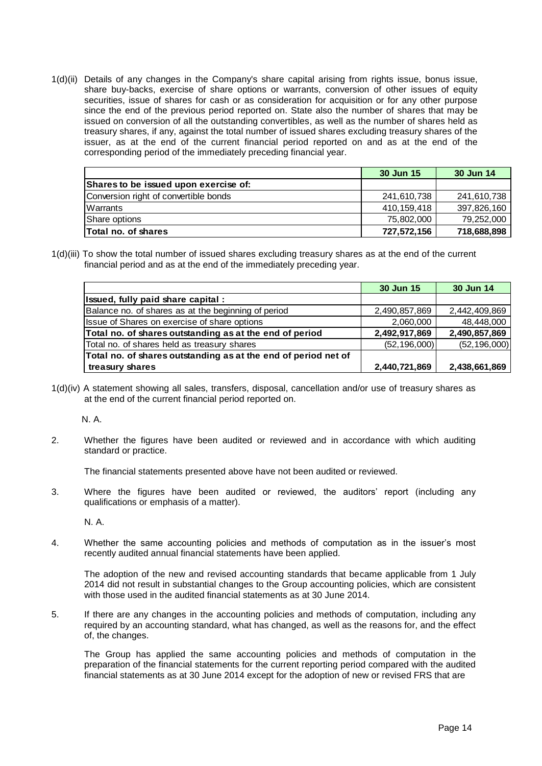1(d)(ii) Details of any changes in the Company's share capital arising from rights issue, bonus issue, share buy-backs, exercise of share options or warrants, conversion of other issues of equity securities, issue of shares for cash or as consideration for acquisition or for any other purpose since the end of the previous period reported on. State also the number of shares that may be issued on conversion of all the outstanding convertibles, as well as the number of shares held as treasury shares, if any, against the total number of issued shares excluding treasury shares of the issuer, as at the end of the current financial period reported on and as at the end of the corresponding period of the immediately preceding financial year.

| | 30 Jun 15 | 30 Jun 14 |
|---|---|---|
| **Shares to be issued upon exercise of:** | | |
| Conversion right of convertible bonds | 241,610,738 | 241,610,738 |
| Warrants | 410,159,418 | 397,826,160 |
| Share options | 75,802,000 | 79,252,000 |
| **Total no. of shares** | **727,572,156** | **718,688,898** |

1(d)(iii) To show the total number of issued shares excluding treasury shares as at the end of the current financial period and as at the end of the immediately preceding year.

| | 30 Jun 15 | 30 Jun 14 |
|---|---|---|
| **Issued, fully paid share capital :** | | |
| Balance no. of shares as at the beginning of period | 2,490,857,869 | 2,442,409,869 |
| Issue of Shares on exercise of share options | 2,060,000 | 48,448,000 |
| **Total no. of shares outstanding as at the end of period** | **2,492,917,869** | **2,490,857,869** |
| Total no. of shares held as treasury shares | (52,196,000) | (52,196,000) |
| **Total no. of shares outstanding as at the end of period net of treasury shares** | **2,440,721,869** | **2,438,661,869** |

1(d)(iv) A statement showing all sales, transfers, disposal, cancellation and/or use of treasury shares as at the end of the current financial period reported on.

N. A.

2. Whether the figures have been audited or reviewed and in accordance with which auditing standard or practice.

The financial statements presented above have not been audited or reviewed.

3. Where the figures have been audited or reviewed, the auditors' report (including any qualifications or emphasis of a matter).

N. A.

4. Whether the same accounting policies and methods of computation as in the issuer's most recently audited annual financial statements have been applied.

The adoption of the new and revised accounting standards that became applicable from 1 July 2014 did not result in substantial changes to the Group accounting policies, which are consistent with those used in the audited financial statements as at 30 June 2014.

5. If there are any changes in the accounting policies and methods of computation, including any required by an accounting standard, what has changed, as well as the reasons for, and the effect of, the changes.

The Group has applied the same accounting policies and methods of computation in the preparation of the financial statements for the current reporting period compared with the audited financial statements as at 30 June 2014 except for the adoption of new or revised FRS that are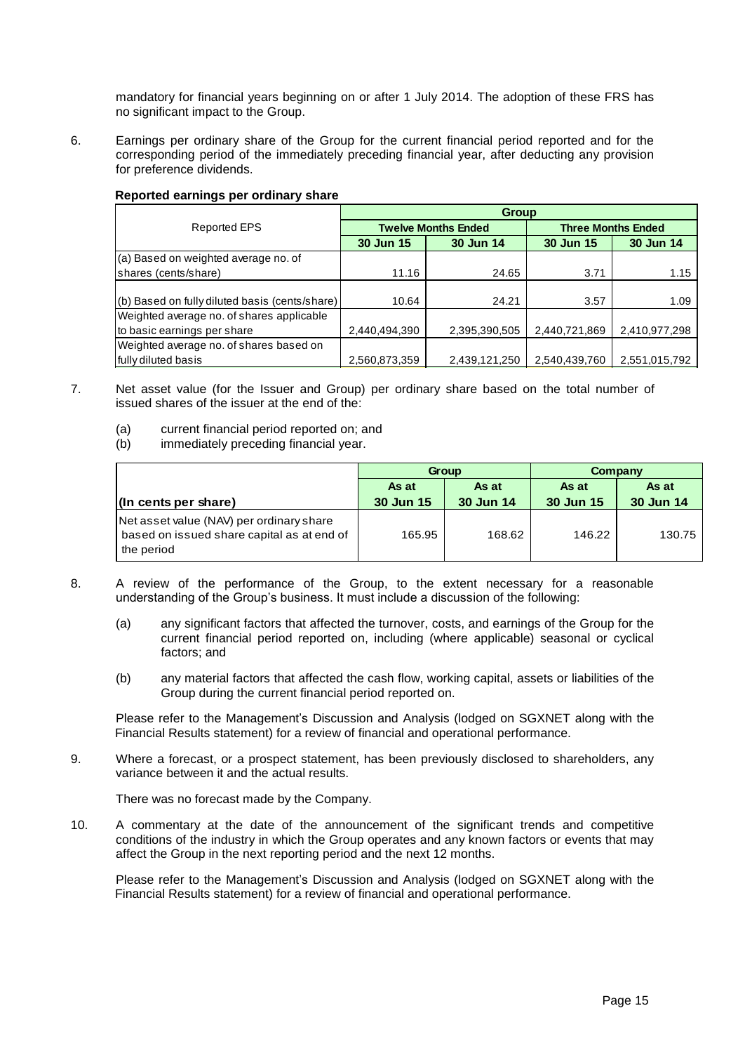mandatory for financial years beginning on or after 1 July 2014. The adoption of these FRS has no significant impact to the Group.

6. Earnings per ordinary share of the Group for the current financial period reported and for the corresponding period of the immediately preceding financial year, after deducting any provision for preference dividends.

**Reported earnings per ordinary share**

| Reported EPS | Group | | | |
|---|---|---|---|---|
| | Twelve Months Ended | | Three Months Ended | |
| | 30 Jun 15 | 30 Jun 14 | 30 Jun 15 | 30 Jun 14 |
| (a) Based on weighted average no. of shares (cents/share) | 11.16 | 24.65 | 3.71 | 1.15 |
| (b) Based on fully diluted basis (cents/share) | 10.64 | 24.21 | 3.57 | 1.09 |
| Weighted average no. of shares applicable to basic earnings per share | 2,440,494,390 | 2,395,390,505 | 2,440,721,869 | 2,410,977,298 |
| Weighted average no. of shares based on fully diluted basis | 2,560,873,359 | 2,439,121,250 | 2,540,439,760 | 2,551,015,792 |

7. Net asset value (for the Issuer and Group) per ordinary share based on the total number of issued shares of the issuer at the end of the:

   (a) current financial period reported on; and
   (b) immediately preceding financial year.

| | Group | | Company | |
|---|---|---|---|---|
| | As at | As at | As at | As at |
| (In cents per share) | 30 Jun 15 | 30 Jun 14 | 30 Jun 15 | 30 Jun 14 |
| Net asset value (NAV) per ordinary share based on issued share capital as at end of the period | 165.95 | 168.62 | 146.22 | 130.75 |

8. A review of the performance of the Group, to the extent necessary for a reasonable understanding of the Group's business. It must include a discussion of the following:

   (a) any significant factors that affected the turnover, costs, and earnings of the Group for the current financial period reported on, including (where applicable) seasonal or cyclical factors; and

   (b) any material factors that affected the cash flow, working capital, assets or liabilities of the Group during the current financial period reported on.

   Please refer to the Management's Discussion and Analysis (lodged on SGXNET along with the Financial Results statement) for a review of financial and operational performance.

9. Where a forecast, or a prospect statement, has been previously disclosed to shareholders, any variance between it and the actual results.

   There was no forecast made by the Company.

10. A commentary at the date of the announcement of the significant trends and competitive conditions of the industry in which the Group operates and any known factors or events that may affect the Group in the next reporting period and the next 12 months.

    Please refer to the Management's Discussion and Analysis (lodged on SGXNET along with the Financial Results statement) for a review of financial and operational performance.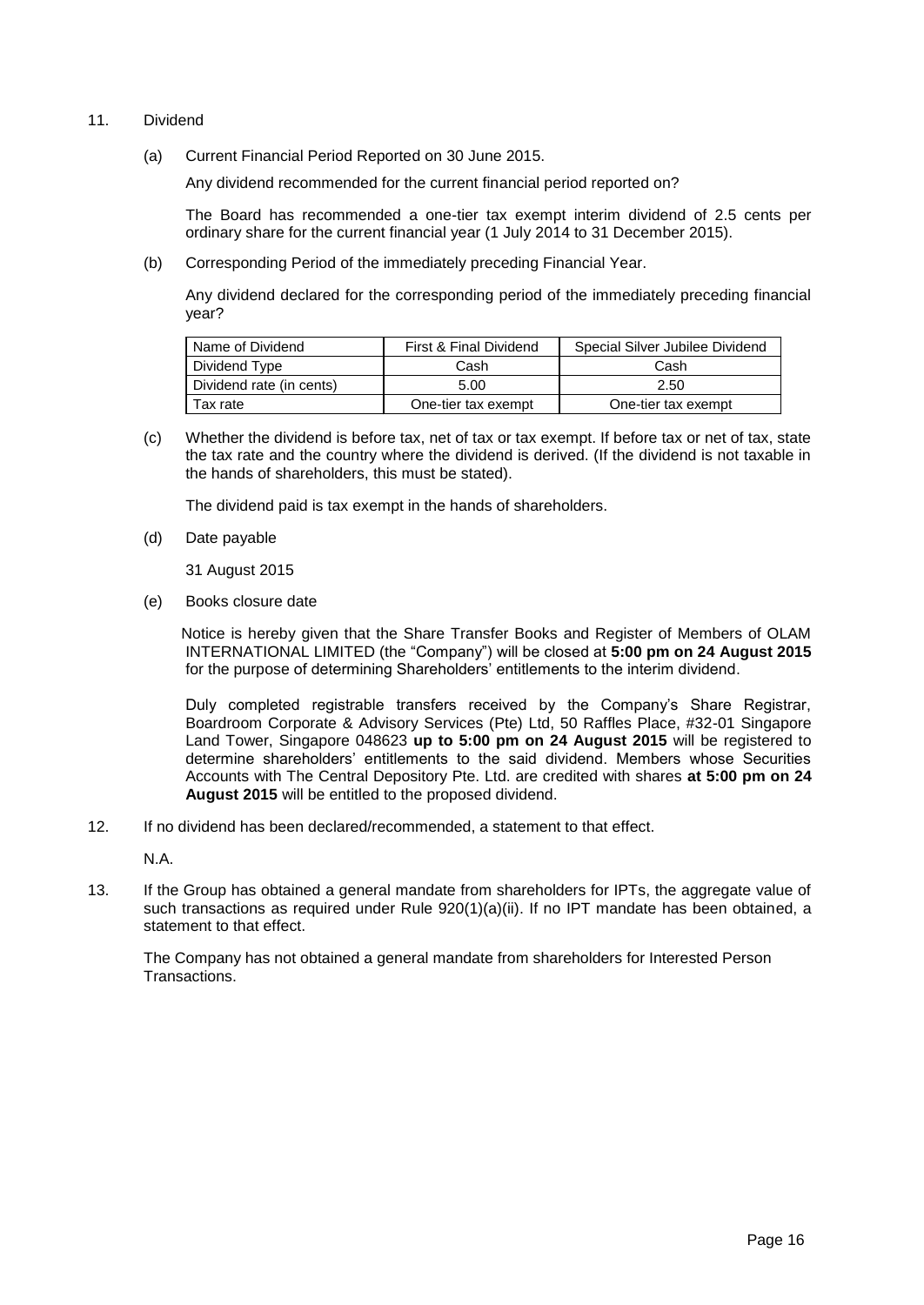11. Dividend

(a) Current Financial Period Reported on 30 June 2015.

Any dividend recommended for the current financial period reported on?

The Board has recommended a one-tier tax exempt interim dividend of 2.5 cents per ordinary share for the current financial year (1 July 2014 to 31 December 2015).

(b) Corresponding Period of the immediately preceding Financial Year.

Any dividend declared for the corresponding period of the immediately preceding financial year?

| Name of Dividend | First & Final Dividend | Special Silver Jubilee Dividend |
|---|---|---|
| Dividend Type | Cash | Cash |
| Dividend rate (in cents) | 5.00 | 2.50 |
| Tax rate | One-tier tax exempt | One-tier tax exempt |

(c) Whether the dividend is before tax, net of tax or tax exempt. If before tax or net of tax, state the tax rate and the country where the dividend is derived. (If the dividend is not taxable in the hands of shareholders, this must be stated).

The dividend paid is tax exempt in the hands of shareholders.

(d) Date payable

31 August 2015

(e) Books closure date

Notice is hereby given that the Share Transfer Books and Register of Members of OLAM INTERNATIONAL LIMITED (the "Company") will be closed at **5:00 pm on 24 August 2015** for the purpose of determining Shareholders' entitlements to the interim dividend.

Duly completed registrable transfers received by the Company's Share Registrar, Boardroom Corporate & Advisory Services (Pte) Ltd, 50 Raffles Place, #32-01 Singapore Land Tower, Singapore 048623 **up to 5:00 pm on 24 August 2015** will be registered to determine shareholders' entitlements to the said dividend. Members whose Securities Accounts with The Central Depository Pte. Ltd. are credited with shares **at 5:00 pm on 24 August 2015** will be entitled to the proposed dividend.

12. If no dividend has been declared/recommended, a statement to that effect.

N.A.

13. If the Group has obtained a general mandate from shareholders for IPTs, the aggregate value of such transactions as required under Rule 920(1)(a)(ii). If no IPT mandate has been obtained, a statement to that effect.

The Company has not obtained a general mandate from shareholders for Interested Person Transactions.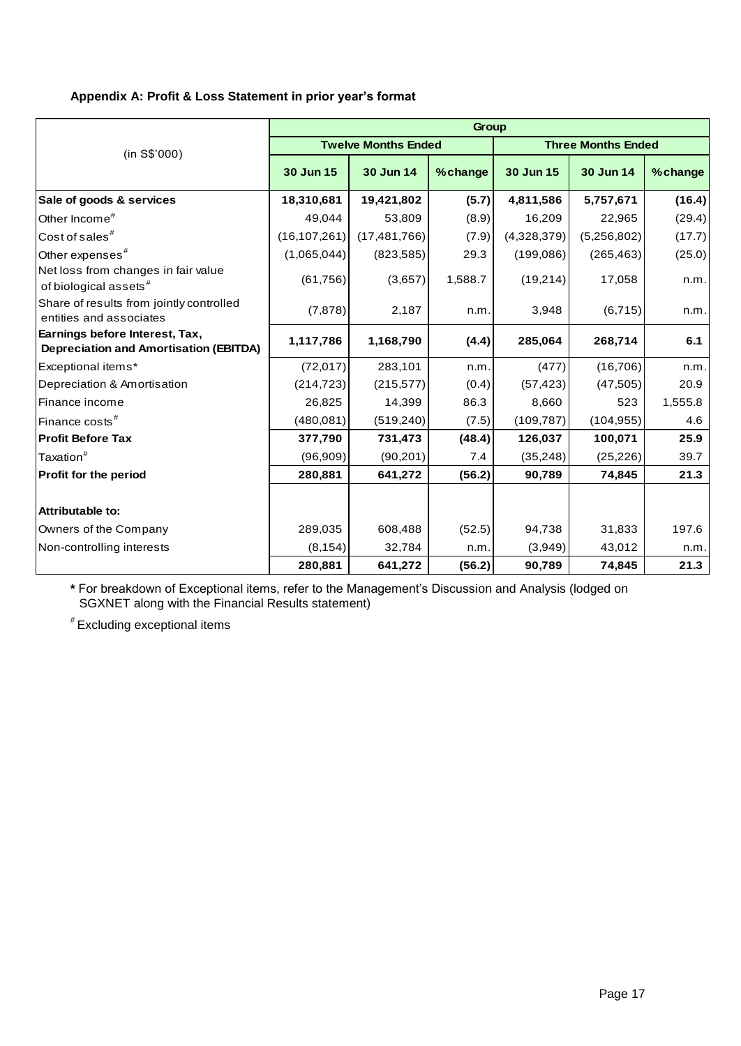**Appendix A: Profit & Loss Statement in prior year's format**

| (in S$'000) | Group | | | | | |
|---|---|---|---|---|---|---|
| | Twelve Months Ended | | | Three Months Ended | | |
| | 30 Jun 15 | 30 Jun 14 | %change | 30 Jun 15 | 30 Jun 14 | %change |
| **Sale of goods & services** | **18,310,681** | **19,421,802** | **(5.7)** | **4,811,586** | **5,757,671** | **(16.4)** |
| Other Income# | 49,044 | 53,809 | (8.9) | 16,209 | 22,965 | (29.4) |
| Cost of sales# | (16,107,261) | (17,481,766) | (7.9) | (4,328,379) | (5,256,802) | (17.7) |
| Other expenses# | (1,065,044) | (823,585) | 29.3 | (199,086) | (265,463) | (25.0) |
| Net loss from changes in fair value of biological assets# | (61,756) | (3,657) | 1,588.7 | (19,214) | 17,058 | n.m. |
| Share of results from jointly controlled entities and associates | (7,878) | 2,187 | n.m. | 3,948 | (6,715) | n.m. |
| **Earnings before Interest, Tax, Depreciation and Amortisation (EBITDA)** | **1,117,786** | **1,168,790** | **(4.4)** | **285,064** | **268,714** | **6.1** |
| Exceptional items* | (72,017) | 283,101 | n.m. | (477) | (16,706) | n.m. |
| Depreciation & Amortisation | (214,723) | (215,577) | (0.4) | (57,423) | (47,505) | 20.9 |
| Finance income | 26,825 | 14,399 | 86.3 | 8,660 | 523 | 1,555.8 |
| Finance costs# | (480,081) | (519,240) | (7.5) | (109,787) | (104,955) | 4.6 |
| **Profit Before Tax** | **377,790** | **731,473** | **(48.4)** | **126,037** | **100,071** | **25.9** |
| Taxation# | (96,909) | (90,201) | 7.4 | (35,248) | (25,226) | 39.7 |
| **Profit for the period** | **280,881** | **641,272** | **(56.2)** | **90,789** | **74,845** | **21.3** |
| | | | | | | |
| **Attributable to:** | | | | | | |
| Owners of the Company | 289,035 | 608,488 | (52.5) | 94,738 | 31,833 | 197.6 |
| Non-controlling interests | (8,154) | 32,784 | n.m. | (3,949) | 43,012 | n.m. |
| | **280,881** | **641,272** | **(56.2)** | **90,789** | **74,845** | **21.3** |

**\*** For breakdown of Exceptional items, refer to the Management's Discussion and Analysis (lodged on SGXNET along with the Financial Results statement)

# Excluding exceptional items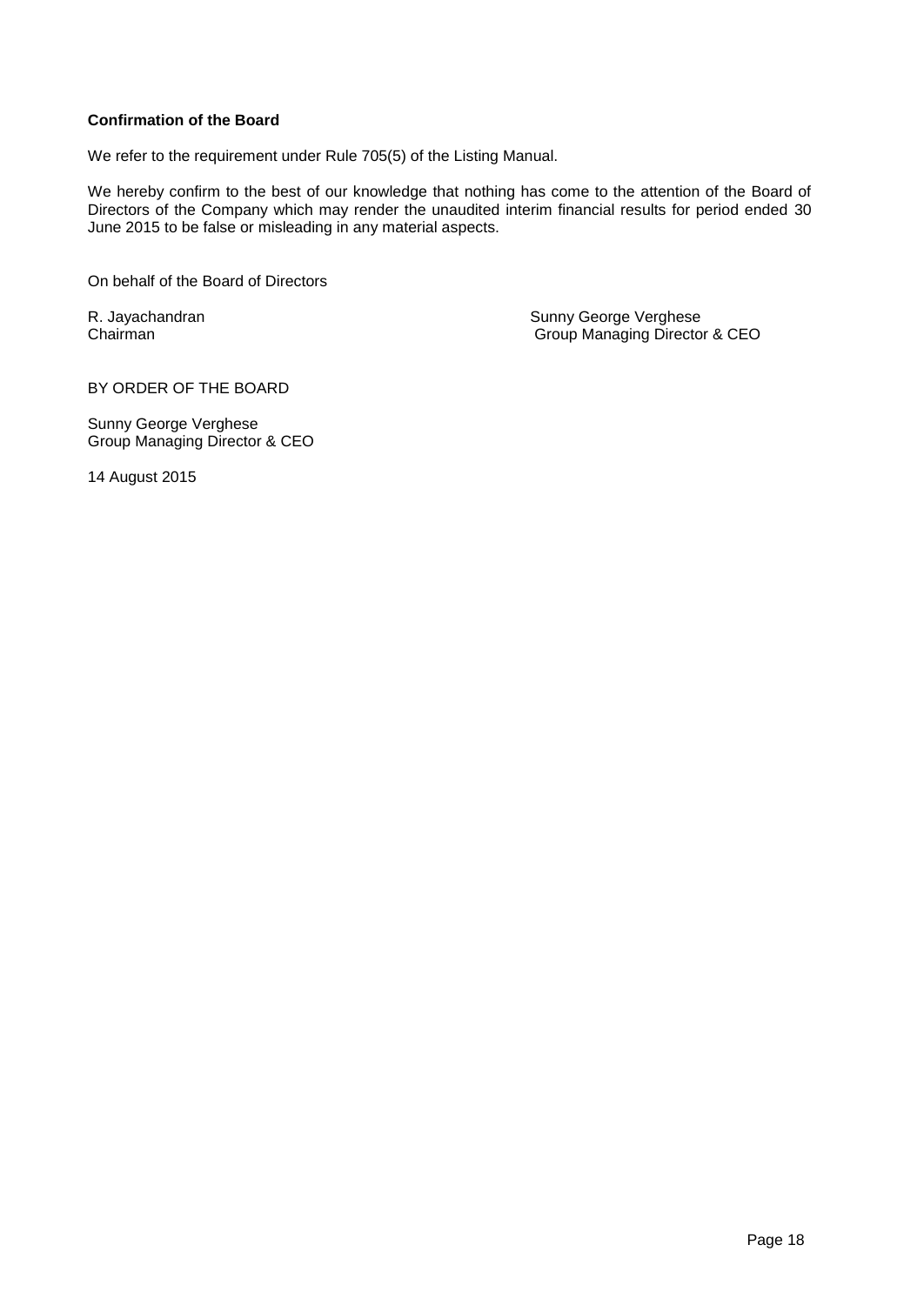**Confirmation of the Board**

We refer to the requirement under Rule 705(5) of the Listing Manual.

We hereby confirm to the best of our knowledge that nothing has come to the attention of the Board of Directors of the Company which may render the unaudited interim financial results for period ended 30 June 2015 to be false or misleading in any material aspects.

On behalf of the Board of Directors

R. Jayachandran
Chairman

Sunny George Verghese
Group Managing Director & CEO

BY ORDER OF THE BOARD

Sunny George Verghese
Group Managing Director & CEO

14 August 2015